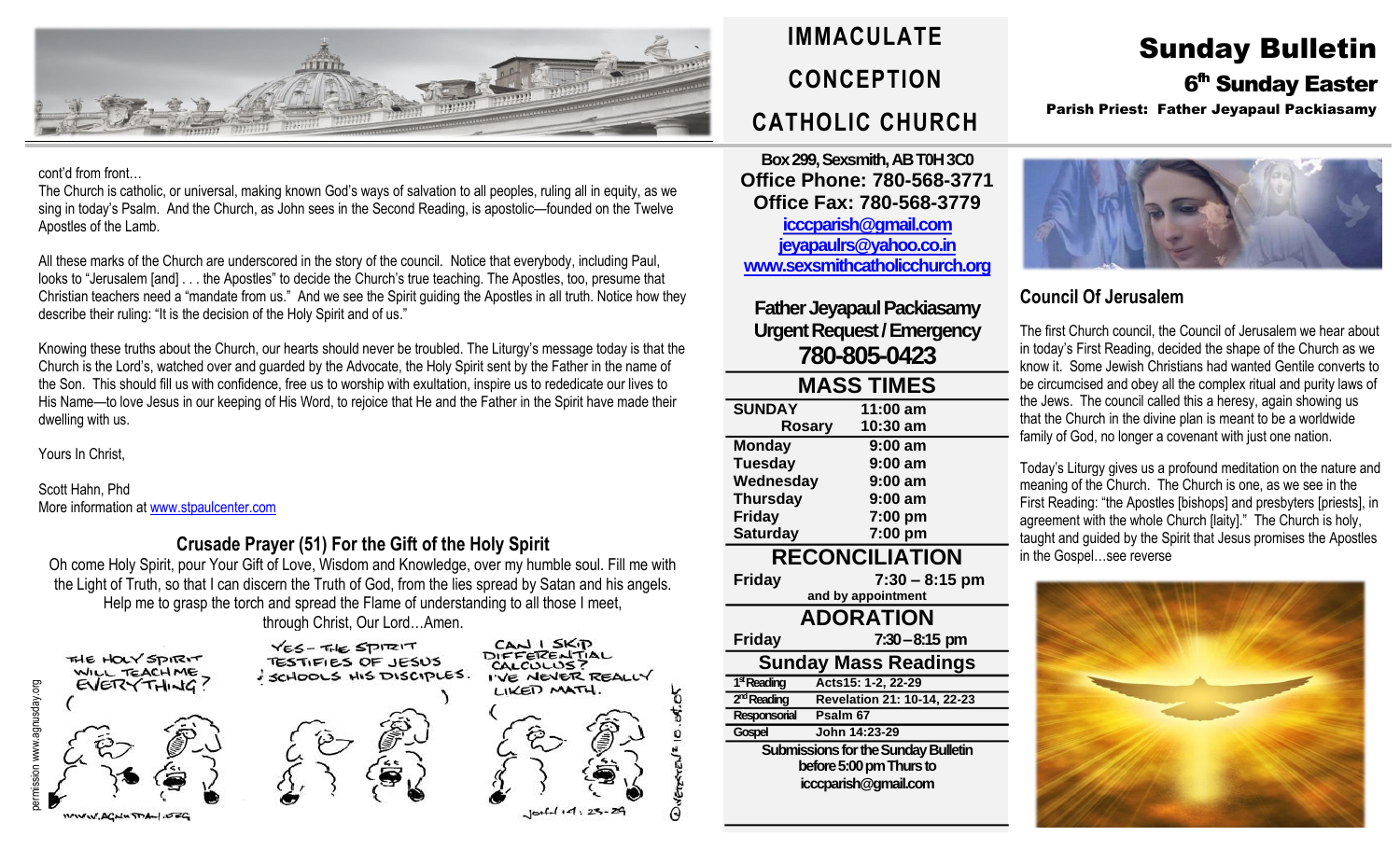# IMMACULATE CONCEPTION CATHOLIC CHURCH

# Sunday Bulletin

## 6th Sunday Easter

**Parish Priest: Father Jeyapaul Packiasamy**

**Box 299, Sexsmith, AB T0H 3C0**
**Office Phone: 780-568-3771**
**Office Fax: 780-568-3779**
**icccparish@gmail.com**
**jeyapaulrs@yahoo.co.in**
**www.sexsmithcatholicchurch.org**

**Father Jeyapaul Packiasamy**
**Urgent Request / Emergency**
**780-805-0423**

## MASS TIMES

| | |
|---|---|
| **SUNDAY** | **11:00 am** |
| **Rosary** | **10:30 am** |
| **Monday** | **9:00 am** |
| **Tuesday** | **9:00 am** |
| **Wednesday** | **9:00 am** |
| **Thursday** | **9:00 am** |
| **Friday** | **7:00 pm** |
| **Saturday** | **7:00 pm** |

## RECONCILIATION

**Friday** **7:30 – 8:15 pm**
**and by appointment**

## ADORATION

**Friday** **7:30 – 8:15 pm**

## Sunday Mass Readings

| | |
|---|---|
| **1st Reading** | **Acts15: 1-2, 22-29** |
| **2nd Reading** | **Revelation 21: 10-14, 22-23** |
| **Responsorial** | **Psalm 67** |
| **Gospel** | **John 14:23-29** |

**Submissions for the Sunday Bulletin before 5:00 pm Thurs to icccparish@gmail.com**

## Council Of Jerusalem

The first Church council, the Council of Jerusalem we hear about in today's First Reading, decided the shape of the Church as we know it. Some Jewish Christians had wanted Gentile converts to be circumcised and obey all the complex ritual and purity laws of the Jews. The council called this a heresy, again showing us that the Church in the divine plan is meant to be a worldwide family of God, no longer a covenant with just one nation.

Today's Liturgy gives us a profound meditation on the nature and meaning of the Church. The Church is one, as we see in the First Reading: "the Apostles [bishops] and presbyters [priests], in agreement with the whole Church [laity]." The Church is holy, taught and guided by the Spirit that Jesus promises the Apostles in the Gospel…see reverse

cont'd from front…

The Church is catholic, or universal, making known God's ways of salvation to all peoples, ruling all in equity, as we sing in today's Psalm. And the Church, as John sees in the Second Reading, is apostolic—founded on the Twelve Apostles of the Lamb.

All these marks of the Church are underscored in the story of the council. Notice that everybody, including Paul, looks to "Jerusalem [and] . . . the Apostles" to decide the Church's true teaching. The Apostles, too, presume that Christian teachers need a "mandate from us." And we see the Spirit guiding the Apostles in all truth. Notice how they describe their ruling: "It is the decision of the Holy Spirit and of us."

Knowing these truths about the Church, our hearts should never be troubled. The Liturgy's message today is that the Church is the Lord's, watched over and guarded by the Advocate, the Holy Spirit sent by the Father in the name of the Son. This should fill us with confidence, free us to worship with exultation, inspire us to rededicate our lives to His Name—to love Jesus in our keeping of His Word, to rejoice that He and the Father in the Spirit have made their dwelling with us.

Yours In Christ,

Scott Hahn, Phd
More information at www.stpaulcenter.com

## Crusade Prayer (51) For the Gift of the Holy Spirit

Oh come Holy Spirit, pour Your Gift of Love, Wisdom and Knowledge, over my humble soul. Fill me with the Light of Truth, so that I can discern the Truth of God, from the lies spread by Satan and his angels. Help me to grasp the torch and spread the Flame of understanding to all those I meet, through Christ, Our Lord…Amen.

permission www.agnusday.org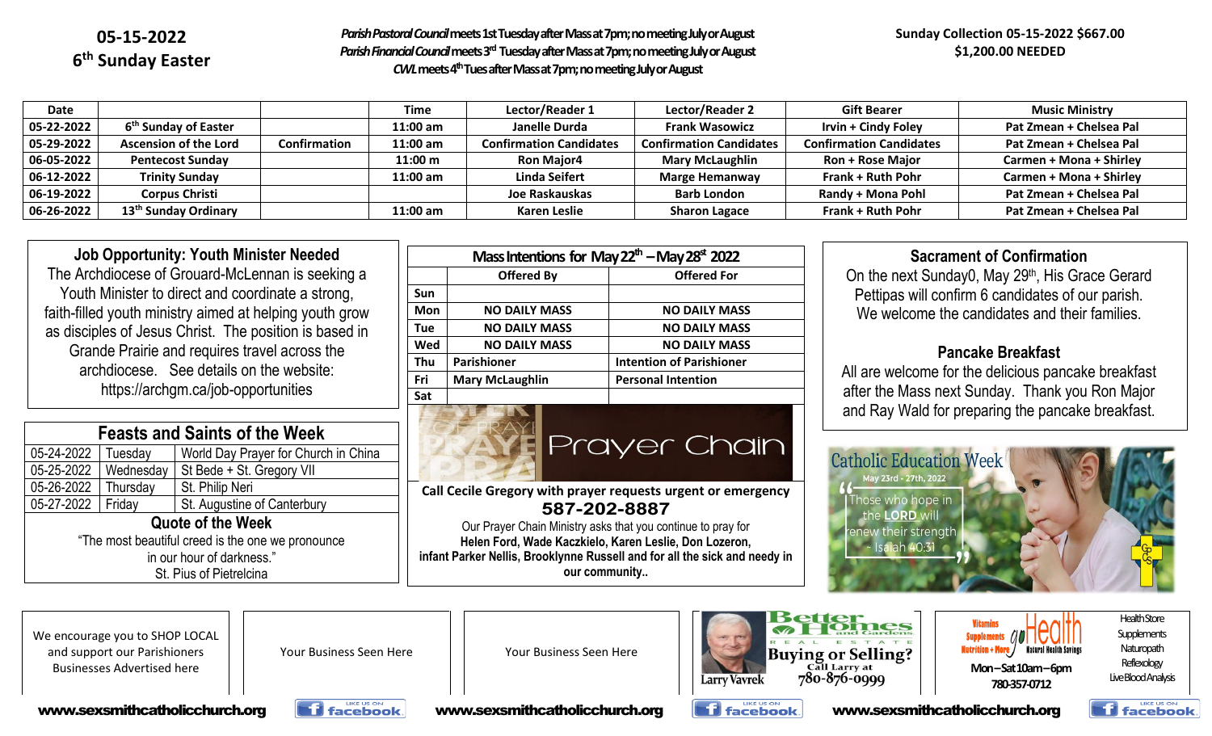**05-15-2022**
**6th Sunday Easter**

***Parish Pastoral Council*** **meets 1st Tuesday after Mass at 7pm; no meeting July or August**
***Parish Financial Council*** **meets 3rd Tuesday after Mass at 7pm; no meeting July or August**
***CWL*** **meets 4th Tues after Mass at 7pm; no meeting July or August**

**Sunday Collection 05-15-2022 $667.00**
**$1,200.00 NEEDED**

| Date | | | Time | Lector/Reader 1 | Lector/Reader 2 | Gift Bearer | Music Ministry |
|---|---|---|---|---|---|---|---|
| 05-22-2022 | 6th Sunday of Easter | | 11:00 am | Janelle Durda | Frank Wasowicz | Irvin + Cindy Foley | Pat Zmean + Chelsea Pal |
| 05-29-2022 | Ascension of the Lord | Confirmation | 11:00 am | Confirmation Candidates | Confirmation Candidates | Confirmation Candidates | Pat Zmean + Chelsea Pal |
| 06-05-2022 | Pentecost Sunday | | 11:00 m | Ron Major4 | Mary McLaughlin | Ron + Rose Major | Carmen + Mona + Shirley |
| 06-12-2022 | Trinity Sunday | | 11:00 am | Linda Seifert | Marge Hemanway | Frank + Ruth Pohr | Carmen + Mona + Shirley |
| 06-19-2022 | Corpus Christi | | | Joe Raskauskas | Barb London | Randy + Mona Pohl | Pat Zmean + Chelsea Pal |
| 06-26-2022 | 13th Sunday Ordinary | | 11:00 am | Karen Leslie | Sharon Lagace | Frank + Ruth Pohr | Pat Zmean + Chelsea Pal |

## Job Opportunity: Youth Minister Needed

The Archdiocese of Grouard-McLennan is seeking a Youth Minister to direct and coordinate a strong, faith-filled youth ministry aimed at helping youth grow as disciples of Jesus Christ. The position is based in Grande Prairie and requires travel across the archdiocese. See details on the website: https://archgm.ca/job-opportunities

## Feasts and Saints of the Week

| | | |
|---|---|---|
| 05-24-2022 | Tuesday | World Day Prayer for Church in China |
| 05-25-2022 | Wednesday | St Bede + St. Gregory VII |
| 05-26-2022 | Thursday | St. Philip Neri |
| 05-27-2022 | Friday | St. Augustine of Canterbury |

## Quote of the Week

"The most beautiful creed is the one we pronounce in our hour of darkness."
St. Pius of Pietrelcina

## Mass Intentions for May 22th – May 28st 2022

| | Offered By | Offered For |
|---|---|---|
| Sun | | |
| Mon | NO DAILY MASS | NO DAILY MASS |
| Tue | NO DAILY MASS | NO DAILY MASS |
| Wed | NO DAILY MASS | NO DAILY MASS |
| Thu | Parishioner | Intention of Parishioner |
| Fri | Mary McLaughlin | Personal Intention |
| Sat | | |

## Prayer Chain

**Call Cecile Gregory with prayer requests urgent or emergency**
**587-202-8887**

Our Prayer Chain Ministry asks that you continue to pray for **Helen Ford, Wade Kaczkielo, Karen Leslie, Don Lozeron, infant Parker Nellis, Brooklynne Russell and for all the sick and needy in our community..**

## Sacrament of Confirmation

On the next Sunday0, May 29th, His Grace Gerard Pettipas will confirm 6 candidates of our parish. We welcome the candidates and their families.

## Pancake Breakfast

All are welcome for the delicious pancake breakfast after the Mass next Sunday. Thank you Ron Major and Ray Wald for preparing the pancake breakfast.

Catholic Education Week
May 23rd - 27th, 2022
"Those who hope in the LORD will renew their strength" - Isaiah 40:31

We encourage you to SHOP LOCAL and support our Parishioners Businesses Advertised here

Your Business Seen Here

Your Business Seen Here

Better Homes and Gardens Real Estate — Buying or Selling? Call Larry at 780-876-0999 — Larry Vavrek

Go Health Natural Health Savings — Vitamins, Supplements, Nutrition + More — Mon–Sat 10am–6pm — 780-357-0712 — Health Store, Supplements, Naturopath, Reflexology, Live Blood Analysis

www.sexsmithcatholicchurch.org — Like us on facebook